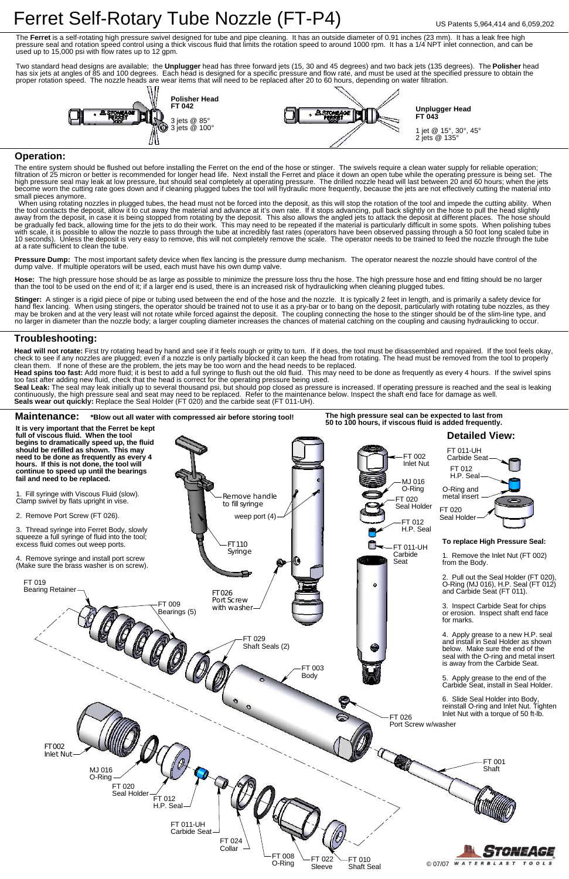# Ferret Self-Rotary Tube Nozzle (FT-P4)

US Patents 5,964,414 and 6,059,202

The **Ferret** is a self-rotating high pressure swivel designed for tube and pipe cleaning. It has an outside diameter of 0.91 inches (23 mm). It has a leak free high pressure seal and rotation speed control using a thick viscous fluid that limits the rotation speed to around 1000 rpm. It has a 1/4 NPT inlet connection, and can be used up to 15,000 psi with flow rates up to 12 gpm.

Two standard head designs are available; the **Unplugger** head has three forward jets (15, 30 and 45 degrees) and two back jets (135 degrees). The **Polisher** head has six jets at angles of 85 and 100 degrees. Each head is designed for a specific pressure and flow rate, and must be used at the specified pressure to obtain the proper rotation speed. The nozzle heads are wear items that will need to be replaced after 20 to 60 hours, depending on water filtration.

**Polisher Head**
**FT 042**
3 jets @ 85°
3 jets @ 100°

**Unplugger Head**
**FT 043**
1 jet @ 15°, 30°, 45°
2 jets @ 135°

## Operation:

The entire system should be flushed out before installing the Ferret on the end of the hose or stinger. The swivels require a clean water supply for reliable operation; filtration of 25 micron or better is recommended for longer head life. Next install the Ferret and place it down an open tube while the operating pressure is being set. The high pressure seal may leak at low pressure, but should seal completely at operating pressure. The drilled nozzle head will last between 20 and 60 hours; when the jets become worn the cutting rate goes down and if cleaning plugged tubes the tool will hydraulic more frequently, because the jets are not effectively cutting the material into small pieces anymore.

When using rotating nozzles in plugged tubes, the head must not be forced into the deposit, as this will stop the rotation of the tool and impede the cutting ability. When the tool contacts the deposit, allow it to cut away the material and advance at it's own rate. If it stops advancing, pull back slightly on the hose to pull the head slightly away from the deposit, in case it is being stopped from rotating by the deposit. This also allows the angled jets to attack the deposit at different places. The hose should be gradually fed back, allowing time for the jets to do their work. This may need to be repeated if the material is particularly difficult in some spots. When polishing tubes with scale, it is possible to allow the nozzle to pass through the tube at incredibly fast rates (operators have been observed passing through a 50 foot long scaled tube in 10 seconds). Unless the deposit is very easy to remove, this will not completely remove the scale. The operator needs to be trained to feed the nozzle through the tube at a rate sufficient to clean the tube.

**Pressure Dump:** The most important safety device when flex lancing is the pressure dump mechanism. The operator nearest the nozzle should have control of the dump valve. If multiple operators will be used, each must have his own dump valve.

**Hose:** The high pressure hose should be as large as possible to minimize the pressure loss thru the hose. The high pressure hose and end fitting should be no larger than the tool to be used on the end of it; if a larger end is used, there is an increased risk of hydraulicking when cleaning plugged tubes.

**Stinger:** A stinger is a rigid piece of pipe or tubing used between the end of the hose and the nozzle. It is typically 2 feet in length, and is primarily a safety device for hand flex lancing. When using stingers, the operator should be trained not to use it as a pry-bar or to bang on the deposit, particularly with rotating tube nozzles, as they may be broken and at the very least will not rotate while forced against the deposit. The coupling connecting the hose to the stinger should be of the slim-line type, and no larger in diameter than the nozzle body; a larger coupling diameter increases the chances of material catching on the coupling and causing hydraulicking to occur.

## Troubleshooting:

**Head will not rotate:** First try rotating head by hand and see if it feels rough or gritty to turn. If it does, the tool must be disassembled and repaired. If the tool feels okay, check to see if any nozzles are plugged; even if a nozzle is only partially blocked it can keep the head from rotating. The head must be removed from the tool to properly clean them. If none of these are the problem, the jets may be too worn and the head needs to be replaced.
**Head spins too fast:** Add more fluid; it is best to add a full syringe to flush out the old fluid. This may need to be done as frequently as every 4 hours. If the swivel spins too fast after adding new fluid, check that the head is correct for the operating pressure being used.
**Seal Leak:** The seal may leak initially up to several thousand psi, but should pop closed as pressure is increased. If operating pressure is reached and the seal is leaking continuously, the high pressure seal and seat may need to be replaced. Refer to the maintenance below. Inspect the shaft end face for damage as well.
**Seals wear out quickly:** Replace the Seal Holder (FT 020) and the carbide seat (FT 011-UH).

## Maintenance: *Blow out all water with compressed air before storing tool!

**The high pressure seal can be expected to last from 50 to 100 hours, if viscous fluid is added frequently.**

**It is very important that the Ferret be kept full of viscous fluid. When the tool begins to dramatically speed up, the fluid should be refilled as shown. This may need to be done as frequently as every 4 hours. If this is not done, the tool will continue to speed up until the bearings fail and need to be replaced.**

1. Fill syringe with Viscous Fluid (slow). Clamp swivel by flats upright in vise.
2. Remove Port Screw (FT 026).
3. Thread syringe into Ferret Body, slowly squeeze a full syringe of fluid into the tool; excess fluid comes out weep ports.
4. Remove syringe and install port screw (Make sure the brass washer is on screw).

Remove handle to fill syringe
weep port (4)
FT 110 Syringe
FT 026 Port Screw with washer
FT 019 Bearing Retainer
FT 009 Bearings (5)
FT 029 Shaft Seals (2)
FT 003 Body
FT 026 Port Screw w/washer
FT 001 Shaft
FT 002 Inlet Nut
MJ 016 O-Ring
FT 020 Seal Holder
FT 012 H.P. Seal
FT 011-UH Carbide Seat
FT 024 Collar
FT 008 O-Ring
FT 022 Sleeve
FT 010 Shaft Seal

### Detailed View:

FT 011-UH Carbide Seat
FT 012 H.P. Seal
O-Ring and metal insert
FT 020 Seal Holder

**To replace High Pressure Seal:**

1. Remove the Inlet Nut (FT 002) from the Body.
2. Pull out the Seal Holder (FT 020), O-Ring (MJ 016), H.P. Seal (FT 012) and Carbide Seat (FT 011).
3. Inspect Carbide Seat for chips or erosion. Inspect shaft end face for marks.
4. Apply grease to a new H.P. seal and install in Seal Holder as shown below. Make sure the end of the seal with the O-ring and metal insert is away from the Carbide Seat.
5. Apply grease to the end of the Carbide Seat, install in Seal Holder.
6. Slide Seal Holder into Body, reinstall O-ring and Inlet Nut. Tighten Inlet Nut with a torque of 50 ft-lb.

© 07/07 STONEAGE WATERBLAST TOOLS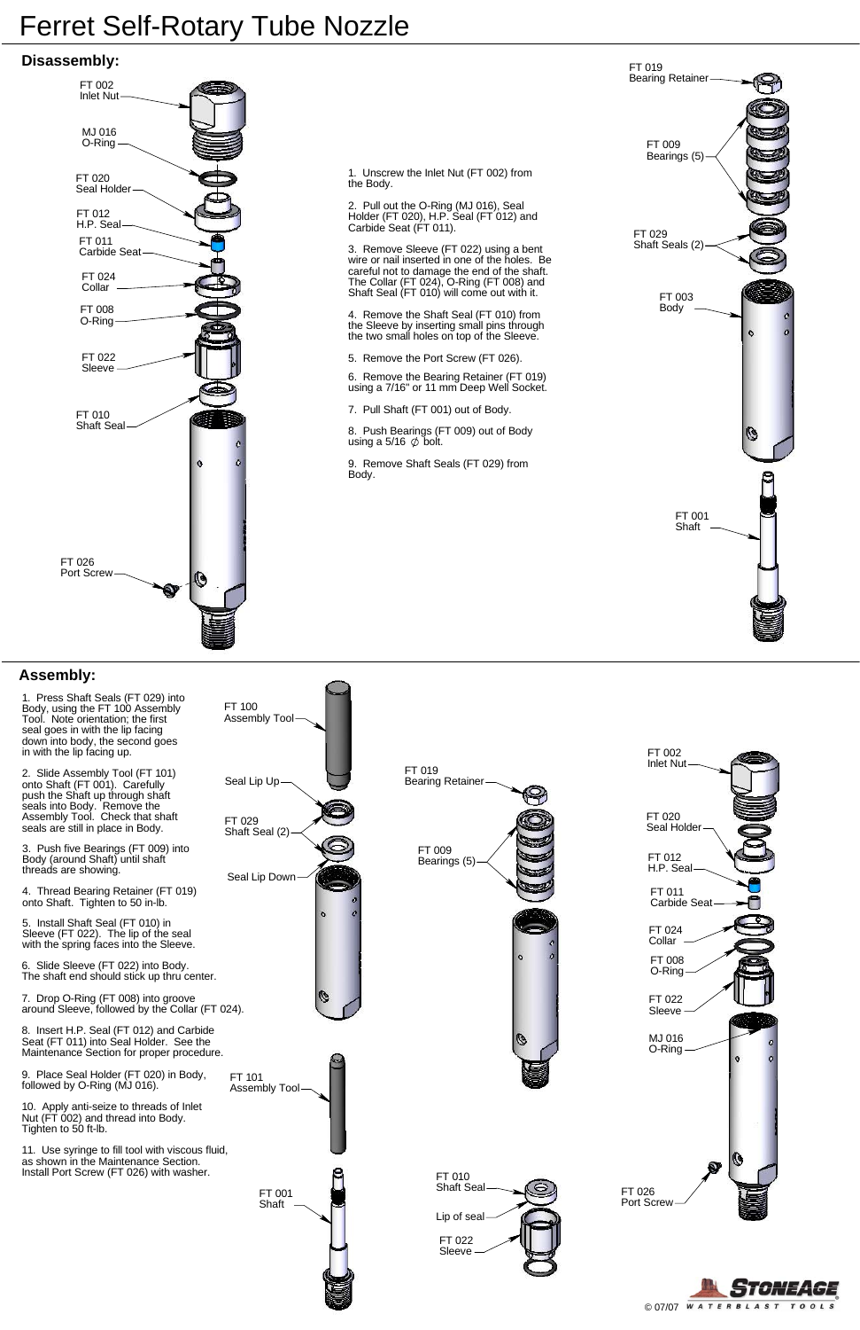# Ferret Self-Rotary Tube Nozzle

## Disassembly:

FT 002
Inlet Nut

MJ 016
O-Ring

FT 020
Seal Holder

FT 012
H.P. Seal

FT 011
Carbide Seat

FT 024
Collar

FT 008
O-Ring

FT 022
Sleeve

FT 010
Shaft Seal

FT 026
Port Screw

1. Unscrew the Inlet Nut (FT 002) from the Body.

2. Pull out the O-Ring (MJ 016), Seal Holder (FT 020), H.P. Seal (FT 012) and Carbide Seat (FT 011).

3. Remove Sleeve (FT 022) using a bent wire or nail inserted in one of the holes. Be careful not to damage the end of the shaft. The Collar (FT 024), O-Ring (FT 008) and Shaft Seal (FT 010) will come out with it.

4. Remove the Shaft Seal (FT 010) from the Sleeve by inserting small pins through the two small holes on top of the Sleeve.

5. Remove the Port Screw (FT 026).

6. Remove the Bearing Retainer (FT 019) using a 7/16" or 11 mm Deep Well Socket.

7. Pull Shaft (FT 001) out of Body.

8. Push Bearings (FT 009) out of Body using a 5/16 ⌀ bolt.

9. Remove Shaft Seals (FT 029) from Body.

FT 019
Bearing Retainer

FT 009
Bearings (5)

FT 029
Shaft Seals (2)

FT 003
Body

FT 001
Shaft

## Assembly:

1. Press Shaft Seals (FT 029) into Body, using the FT 100 Assembly Tool. Note orientation; the first seal goes in with the lip facing down into body, the second goes in with the lip facing up.

2. Slide Assembly Tool (FT 101) onto Shaft (FT 001). Carefully push the Shaft up through shaft seals into Body. Remove the Assembly Tool. Check that shaft seals are still in place in Body.

3. Push five Bearings (FT 009) into Body (around Shaft) until shaft threads are showing.

4. Thread Bearing Retainer (FT 019) onto Shaft. Tighten to 50 in-lb.

5. Install Shaft Seal (FT 010) in Sleeve (FT 022). The lip of the seal with the spring faces into the Sleeve.

6. Slide Sleeve (FT 022) into Body. The shaft end should stick up thru center.

7. Drop O-Ring (FT 008) into groove around Sleeve, followed by the Collar (FT 024).

8. Insert H.P. Seal (FT 012) and Carbide Seat (FT 011) into Seal Holder. See the Maintenance Section for proper procedure.

9. Place Seal Holder (FT 020) in Body, followed by O-Ring (MJ 016).

10. Apply anti-seize to threads of Inlet Nut (FT 002) and thread into Body. Tighten to 50 ft-lb.

11. Use syringe to fill tool with viscous fluid, as shown in the Maintenance Section. Install Port Screw (FT 026) with washer.

FT 100
Assembly Tool

Seal Lip Up

FT 029
Shaft Seal (2)

Seal Lip Down

FT 101
Assembly Tool

FT 001
Shaft

FT 019
Bearing Retainer

FT 009
Bearings (5)

FT 010
Shaft Seal

Lip of seal

FT 022
Sleeve

FT 002
Inlet Nut

FT 020
Seal Holder

FT 012
H.P. Seal

FT 011
Carbide Seat

FT 024
Collar

FT 008
O-Ring

FT 022
Sleeve

MJ 016
O-Ring

FT 026
Port Screw

© 07/07 STONEAGE WATERBLAST TOOLS